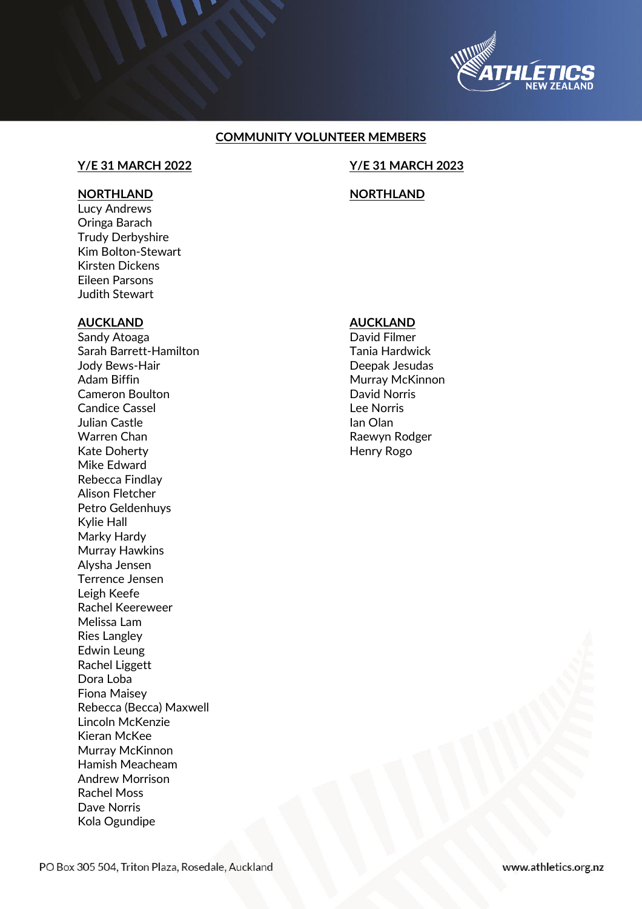# COMMUNITY VOLUNTEER MEMBERS

## Y/E 31 MARCH 2022

### NORTHLAND

Lucy Andrews
Oringa Barach
Trudy Derbyshire
Kim Bolton-Stewart
Kirsten Dickens
Eileen Parsons
Judith Stewart

### AUCKLAND

Sandy Atoaga
Sarah Barrett-Hamilton
Jody Bews-Hair
Adam Biffin
Cameron Boulton
Candice Cassel
Julian Castle
Warren Chan
Kate Doherty
Mike Edward
Rebecca Findlay
Alison Fletcher
Petro Geldenhuys
Kylie Hall
Marky Hardy
Murray Hawkins
Alysha Jensen
Terrence Jensen
Leigh Keefe
Rachel Keereweer
Melissa Lam
Ries Langley
Edwin Leung
Rachel Liggett
Dora Loba
Fiona Maisey
Rebecca (Becca) Maxwell
Lincoln McKenzie
Kieran McKee
Murray McKinnon
Hamish Meacheam
Andrew Morrison
Rachel Moss
Dave Norris
Kola Ogundipe

## Y/E 31 MARCH 2023

### NORTHLAND

### AUCKLAND

David Filmer
Tania Hardwick
Deepak Jesudas
Murray McKinnon
David Norris
Lee Norris
Ian Olan
Raewyn Rodger
Henry Rogo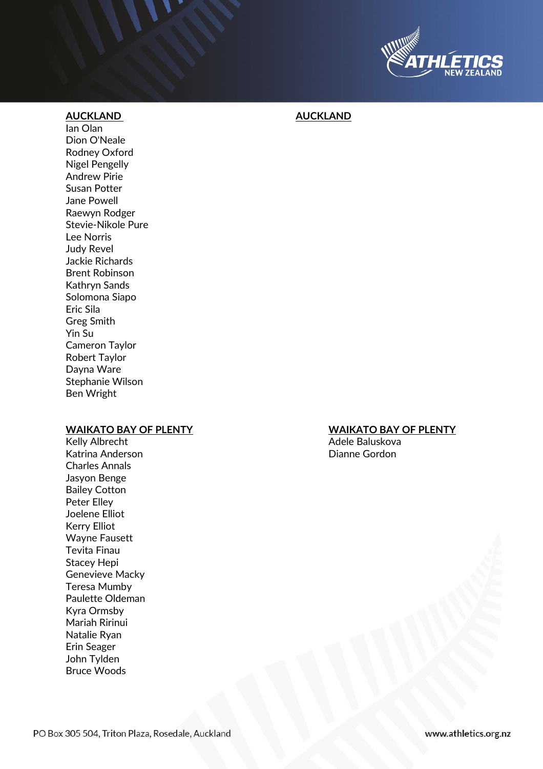## AUCKLAND

Ian Olan
Dion O'Neale
Rodney Oxford
Nigel Pengelly
Andrew Pirie
Susan Potter
Jane Powell
Raewyn Rodger
Stevie-Nikole Pure
Lee Norris
Judy Revel
Jackie Richards
Brent Robinson
Kathryn Sands
Solomona Siapo
Eric Sila
Greg Smith
Yin Su
Cameron Taylor
Robert Taylor
Dayna Ware
Stephanie Wilson
Ben Wright

## AUCKLAND

## WAIKATO BAY OF PLENTY

Kelly Albrecht
Katrina Anderson
Charles Annals
Jasyon Benge
Bailey Cotton
Peter Elley
Joelene Elliot
Kerry Elliot
Wayne Fausett
Tevita Finau
Stacey Hepi
Genevieve Macky
Teresa Mumby
Paulette Oldeman
Kyra Ormsby
Mariah Ririnui
Natalie Ryan
Erin Seager
John Tylden
Bruce Woods

## WAIKATO BAY OF PLENTY

Adele Baluskova
Dianne Gordon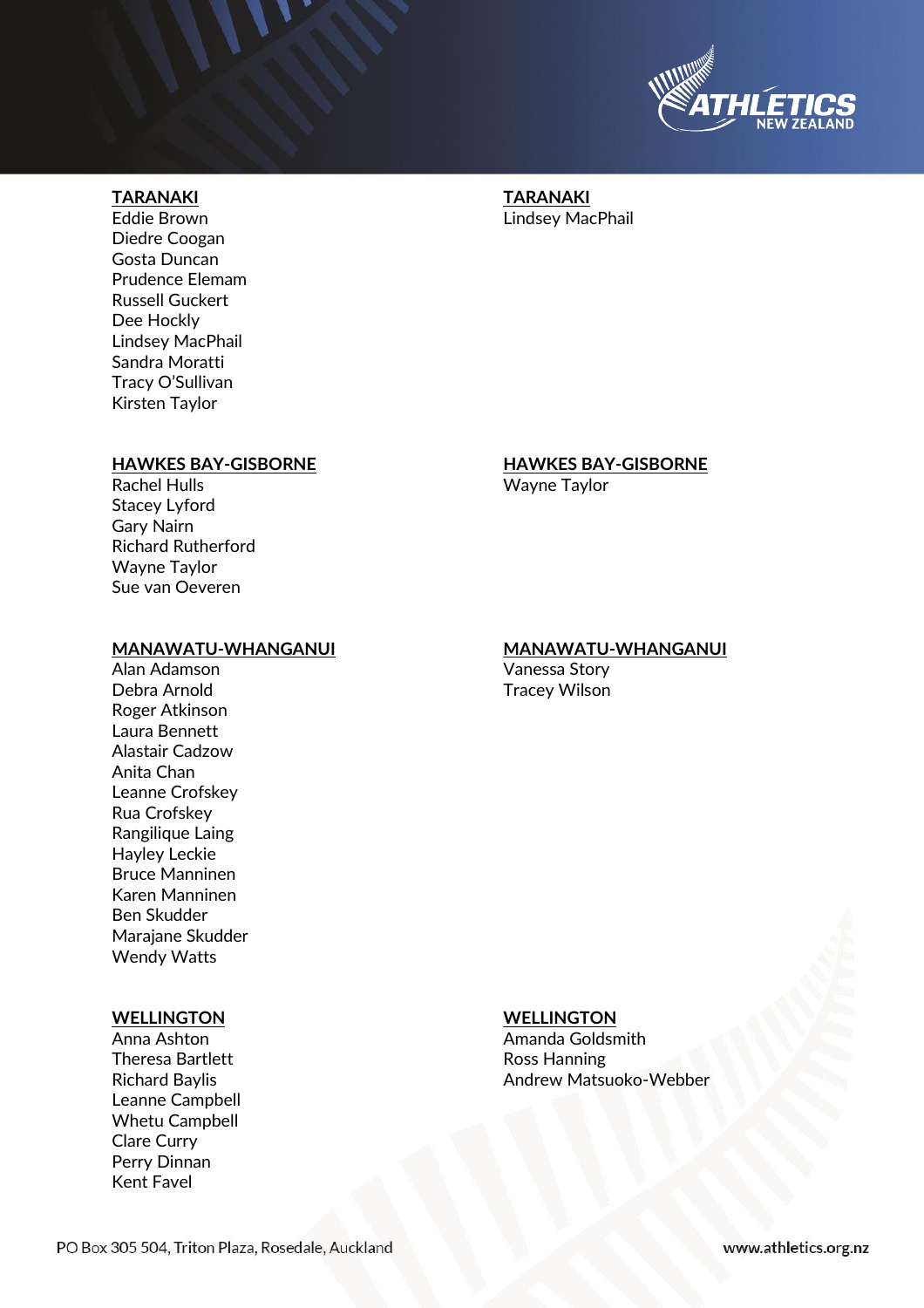**TARANAKI**

Eddie Brown
Diedre Coogan
Gosta Duncan
Prudence Elemam
Russell Guckert
Dee Hockly
Lindsey MacPhail
Sandra Moratti
Tracy O'Sullivan
Kirsten Taylor

**TARANAKI**

Lindsey MacPhail

**HAWKES BAY-GISBORNE**

Rachel Hulls
Stacey Lyford
Gary Nairn
Richard Rutherford
Wayne Taylor
Sue van Oeveren

**HAWKES BAY-GISBORNE**

Wayne Taylor

**MANAWATU-WHANGANUI**

Alan Adamson
Debra Arnold
Roger Atkinson
Laura Bennett
Alastair Cadzow
Anita Chan
Leanne Crofskey
Rua Crofskey
Rangilique Laing
Hayley Leckie
Bruce Manninen
Karen Manninen
Ben Skudder
Marajane Skudder
Wendy Watts

**MANAWATU-WHANGANUI**

Vanessa Story
Tracey Wilson

**WELLINGTON**

Anna Ashton
Theresa Bartlett
Richard Baylis
Leanne Campbell
Whetu Campbell
Clare Curry
Perry Dinnan
Kent Favel

**WELLINGTON**

Amanda Goldsmith
Ross Hanning
Andrew Matsuoko-Webber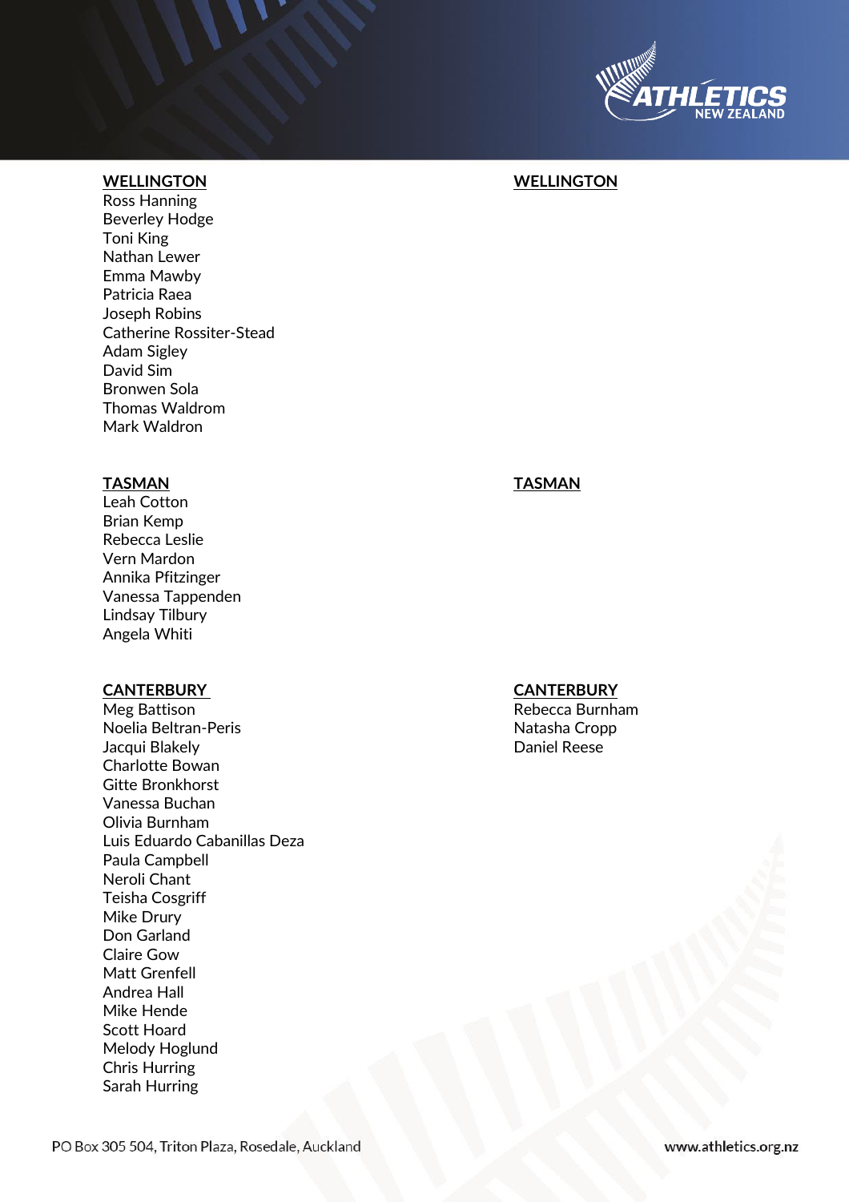**WELLINGTON**

Ross Hanning
Beverley Hodge
Toni King
Nathan Lewer
Emma Mawby
Patricia Raea
Joseph Robins
Catherine Rossiter-Stead
Adam Sigley
David Sim
Bronwen Sola
Thomas Waldrom
Mark Waldron

**WELLINGTON**

**TASMAN**

Leah Cotton
Brian Kemp
Rebecca Leslie
Vern Mardon
Annika Pfitzinger
Vanessa Tappenden
Lindsay Tilbury
Angela Whiti

**TASMAN**

**CANTERBURY**

Meg Battison
Noelia Beltran-Peris
Jacqui Blakely
Charlotte Bowan
Gitte Bronkhorst
Vanessa Buchan
Olivia Burnham
Luis Eduardo Cabanillas Deza
Paula Campbell
Neroli Chant
Teisha Cosgriff
Mike Drury
Don Garland
Claire Gow
Matt Grenfell
Andrea Hall
Mike Hende
Scott Hoard
Melody Hoglund
Chris Hurring
Sarah Hurring

**CANTERBURY**

Rebecca Burnham
Natasha Cropp
Daniel Reese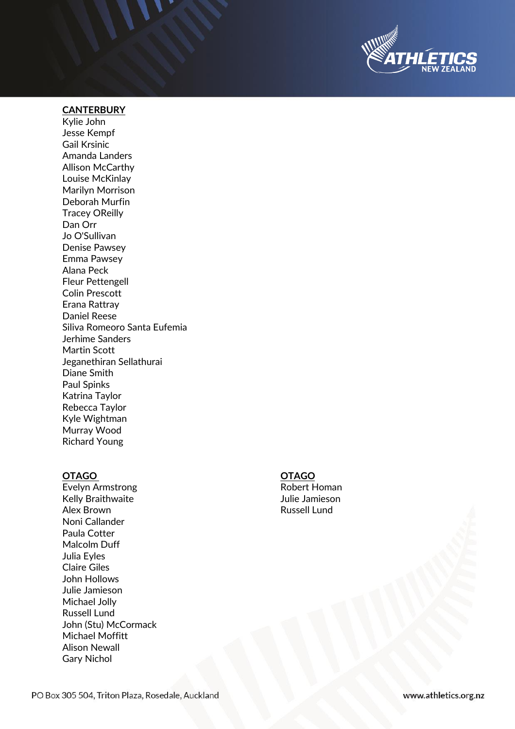**CANTERBURY**

Kylie John
Jesse Kempf
Gail Krsinic
Amanda Landers
Allison McCarthy
Louise McKinlay
Marilyn Morrison
Deborah Murfin
Tracey OReilly
Dan Orr
Jo O'Sullivan
Denise Pawsey
Emma Pawsey
Alana Peck
Fleur Pettengell
Colin Prescott
Erana Rattray
Daniel Reese
Siliva Romeoro Santa Eufemia
Jerhime Sanders
Martin Scott
Jeganethiran Sellathurai
Diane Smith
Paul Spinks
Katrina Taylor
Rebecca Taylor
Kyle Wightman
Murray Wood
Richard Young

**OTAGO**

Evelyn Armstrong
Kelly Braithwaite
Alex Brown
Noni Callander
Paula Cotter
Malcolm Duff
Julia Eyles
Claire Giles
John Hollows
Julie Jamieson
Michael Jolly
Russell Lund
John (Stu) McCormack
Michael Moffitt
Alison Newall
Gary Nichol

**OTAGO**

Robert Homan
Julie Jamieson
Russell Lund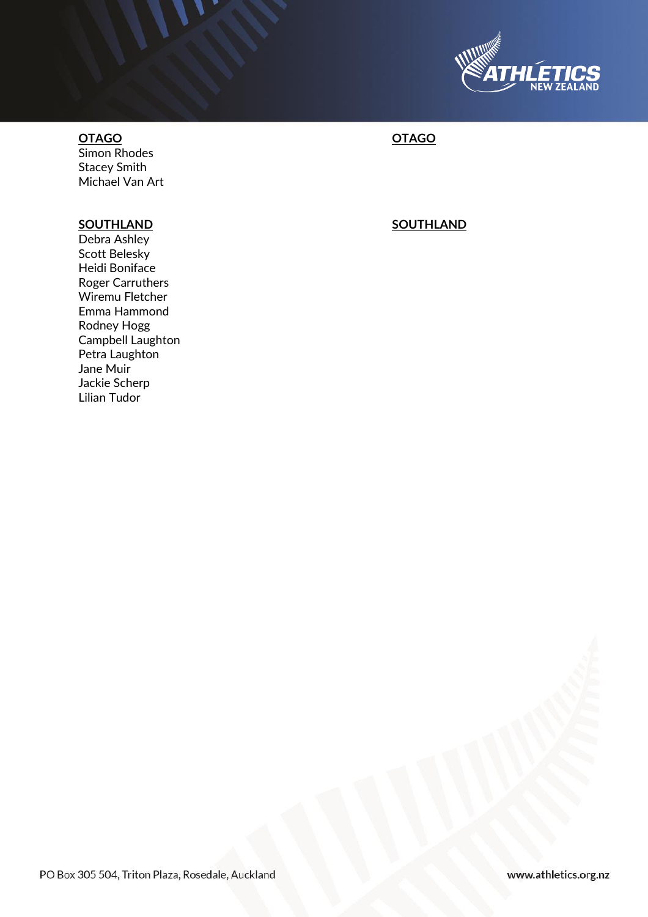**OTAGO**
Simon Rhodes
Stacey Smith
Michael Van Art

**SOUTHLAND**
Debra Ashley
Scott Belesky
Heidi Boniface
Roger Carruthers
Wiremu Fletcher
Emma Hammond
Rodney Hogg
Campbell Laughton
Petra Laughton
Jane Muir
Jackie Scherp
Lilian Tudor

**OTAGO**

**SOUTHLAND**